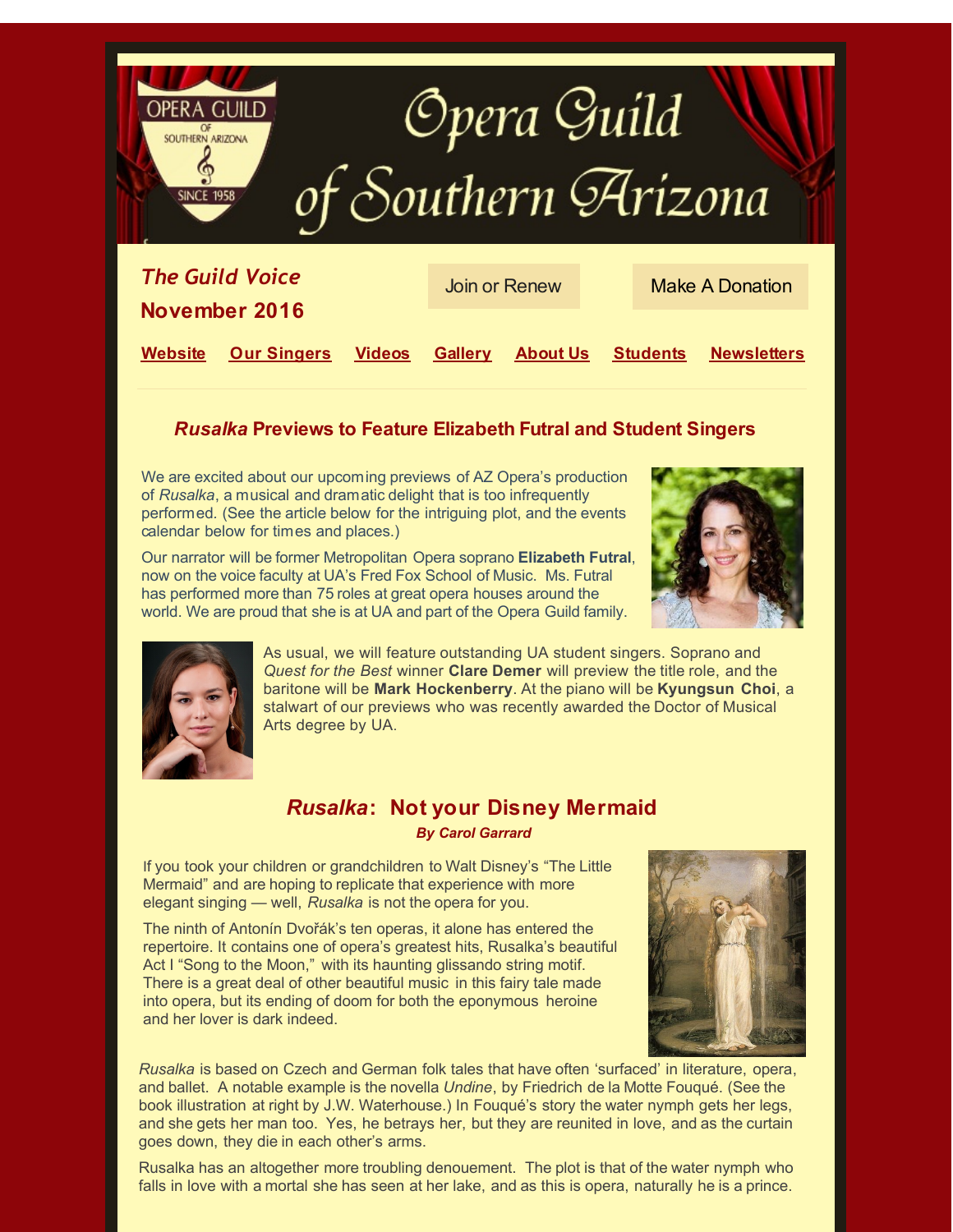# Opera Guild of Southern Arizona

OPERA GUILD OF SOUTHERN ARIZONA SINCE 1958

## *The Guild Voice*
## November 2016

Join or Renew | Make A Donation

Website | Our Singers | Videos | Gallery | About Us | Students | Newsletters

### *Rusalka* Previews to Feature Elizabeth Futral and Student Singers

We are excited about our upcoming previews of AZ Opera's production of *Rusalka*, a musical and dramatic delight that is too infrequently performed. (See the article below for the intriguing plot, and the events calendar below for times and places.)

Our narrator will be former Metropolitan Opera soprano **Elizabeth Futral**, now on the voice faculty at UA's Fred Fox School of Music. Ms. Futral has performed more than 75 roles at great opera houses around the world. We are proud that she is at UA and part of the Opera Guild family.

As usual, we will feature outstanding UA student singers. Soprano and *Quest for the Best* winner **Clare Demer** will preview the title role, and the baritone will be **Mark Hockenberry**. At the piano will be **Kyungsun Choi**, a stalwart of our previews who was recently awarded the Doctor of Musical Arts degree by UA.

### *Rusalka*: Not your Disney Mermaid

***By Carol Garrard***

If you took your children or grandchildren to Walt Disney's "The Little Mermaid" and are hoping to replicate that experience with more elegant singing — well, *Rusalka* is not the opera for you.

The ninth of Antonín Dvořák's ten operas, it alone has entered the repertoire. It contains one of opera's greatest hits, Rusalka's beautiful Act I "Song to the Moon," with its haunting glissando string motif. There is a great deal of other beautiful music in this fairy tale made into opera, but its ending of doom for both the eponymous heroine and her lover is dark indeed.

*Rusalka* is based on Czech and German folk tales that have often 'surfaced' in literature, opera, and ballet. A notable example is the novella *Undine*, by Friedrich de la Motte Fouqué. (See the book illustration at right by J.W. Waterhouse.) In Fouqué's story the water nymph gets her legs, and she gets her man too. Yes, he betrays her, but they are reunited in love, and as the curtain goes down, they die in each other's arms.

Rusalka has an altogether more troubling denouement. The plot is that of the water nymph who falls in love with a mortal she has seen at her lake, and as this is opera, naturally he is a prince.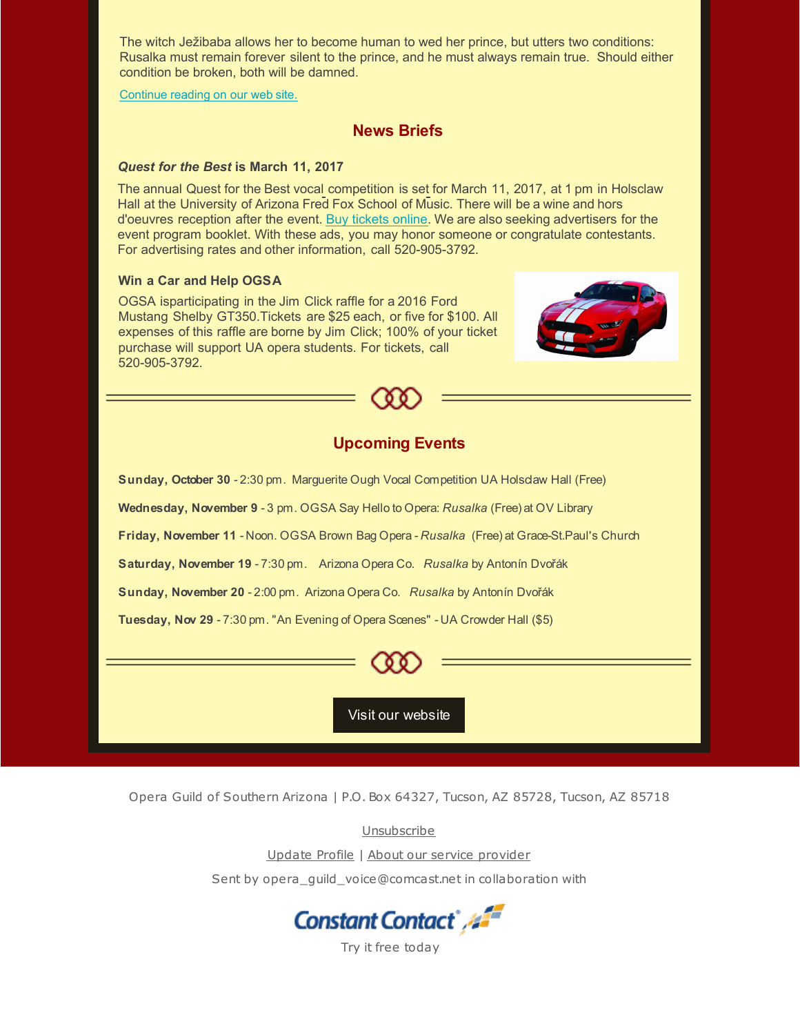The witch Ježibaba allows her to become human to wed her prince, but utters two conditions: Rusalka must remain forever silent to the prince, and he must always remain true. Should either condition be broken, both will be damned.

Continue reading on our web site.

## News Briefs

***Quest for the Best* is March 11, 2017**

The annual Quest for the Best vocal competition is set for March 11, 2017, at 1 pm in Holsclaw Hall at the University of Arizona Fred Fox School of Music. There will be a wine and hors d'oeuvres reception after the event. Buy tickets online. We are also seeking advertisers for the event program booklet. With these ads, you may honor someone or congratulate contestants. For advertising rates and other information, call 520-905-3792.

**Win a Car and Help OGSA**

OGSA isparticipating in the Jim Click raffle for a 2016 Ford Mustang Shelby GT350.Tickets are $25 each, or five for $100. All expenses of this raffle are borne by Jim Click; 100% of your ticket purchase will support UA opera students. For tickets, call 520-905-3792.

## Upcoming Events

**Sunday, October 30** - 2:30 pm. Marguerite Ough Vocal Competition UA Holsclaw Hall (Free)

**Wednesday, November 9** - 3 pm. OGSA Say Hello to Opera: *Rusalka* (Free) at OV Library

**Friday, November 11** - Noon. OGSA Brown Bag Opera - *Rusalka* (Free) at Grace-St.Paul's Church

**Saturday, November 19** - 7:30 pm. Arizona Opera Co. *Rusalka* by Antonín Dvořák

**Sunday, November 20** - 2:00 pm. Arizona Opera Co. *Rusalka* by Antonín Dvořák

**Tuesday, Nov 29** - 7:30 pm. "An Evening of Opera Scenes" - UA Crowder Hall ($5)

Visit our website

Opera Guild of Southern Arizona | P.O. Box 64327, Tucson, AZ 85728, Tucson, AZ 85718

Unsubscribe

Update Profile | About our service provider

Sent by opera_guild_voice@comcast.net in collaboration with

Constant Contact

Try it free today